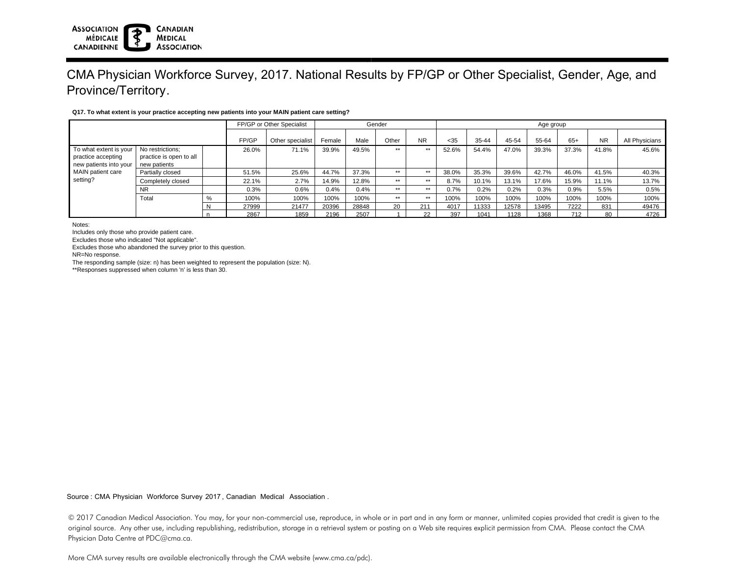ASSOCIATION MÉDICALE CANADIENNE | CANADIAN MEDICAL ASSOCIATION

# CMA Physician Workforce Survey, 2017. National Results by FP/GP or Other Specialist, Gender, Age, and Province/Territory.

**Q17. To what extent is your practice accepting new patients into your MAIN patient care setting?**

| | | | FP/GP or Other Specialist | | Gender | | | | Age group | | | | | | | |
|---|---|---|---|---|---|---|---|---|---|---|---|---|---|---|---|---|
| | | | FP/GP | Other specialist | Female | Male | Other | NR | <35 | 35-44 | 45-54 | 55-64 | 65+ | NR | All Physicians |
| To what extent is your practice accepting new patients into your MAIN patient care setting? | No restrictions; practice is open to all new patients | | 26.0% | 71.1% | 39.9% | 49.5% | ** | ** | 52.6% | 54.4% | 47.0% | 39.3% | 37.3% | 41.8% | 45.6% |
| | Partially closed | | 51.5% | 25.6% | 44.7% | 37.3% | ** | ** | 38.0% | 35.3% | 39.6% | 42.7% | 46.0% | 41.5% | 40.3% |
| | Completely closed | | 22.1% | 2.7% | 14.9% | 12.8% | ** | ** | 8.7% | 10.1% | 13.1% | 17.6% | 15.9% | 11.1% | 13.7% |
| | NR | | 0.3% | 0.6% | 0.4% | 0.4% | ** | ** | 0.7% | 0.2% | 0.2% | 0.3% | 0.9% | 5.5% | 0.5% |
| | Total | % | 100% | 100% | 100% | 100% | ** | ** | 100% | 100% | 100% | 100% | 100% | 100% | 100% |
| | | N | 27999 | 21477 | 20396 | 28848 | 20 | 211 | 4017 | 11333 | 12578 | 13495 | 7222 | 831 | 49476 |
| | | n | 2867 | 1859 | 2196 | 2507 | 1 | 22 | 397 | 1041 | 1128 | 1368 | 712 | 80 | 4726 |

Notes:
Includes only those who provide patient care.
Excludes those who indicated "Not applicable".
Excludes those who abandoned the survey prior to this question.
NR=No response.
The responding sample (size: n) has been weighted to represent the population (size: N).
**Responses suppressed when column 'n' is less than 30.

Source : CMA Physician Workforce Survey 2017 , Canadian Medical Association .

© 2017 Canadian Medical Association. You may, for your non-commercial use, reproduce, in whole or in part and in any form or manner, unlimited copies provided that credit is given to the original source. Any other use, including republishing, redistribution, storage in a retrieval system or posting on a Web site requires explicit permission from CMA. Please contact the CMA Physician Data Centre at PDC@cma.ca.

More CMA survey results are available electronically through the CMA website (www.cma.ca/pdc).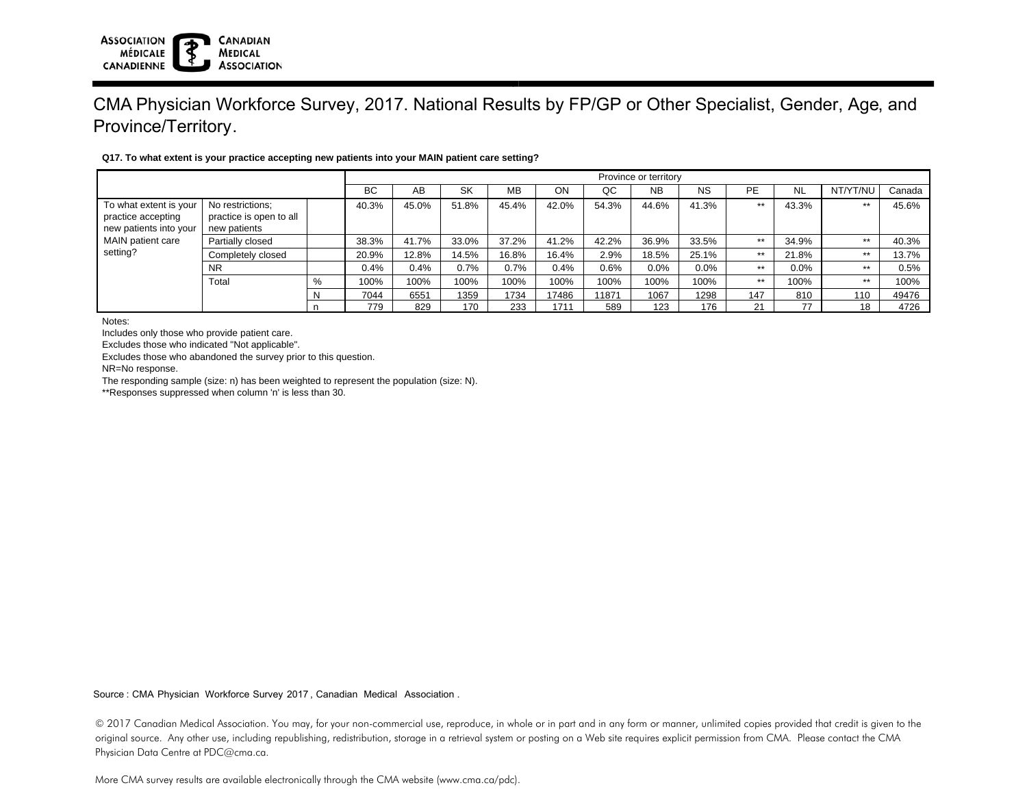ASSOCIATION MÉDICALE CANADIENNE | CANADIAN MEDICAL ASSOCIATION

# CMA Physician Workforce Survey, 2017. National Results by FP/GP or Other Specialist, Gender, Age, and Province/Territory.

**Q17. To what extent is your practice accepting new patients into your MAIN patient care setting?**

| | | | Province or territory | | | | | | | | | | | |
|---|---|---|---|---|---|---|---|---|---|---|---|---|---|---|
| | | | BC | AB | SK | MB | ON | QC | NB | NS | PE | NL | NT/YT/NU | Canada |
| To what extent is your practice accepting new patients into your MAIN patient care setting? | No restrictions; practice is open to all new patients | | 40.3% | 45.0% | 51.8% | 45.4% | 42.0% | 54.3% | 44.6% | 41.3% | ** | 43.3% | ** | 45.6% |
| | Partially closed | | 38.3% | 41.7% | 33.0% | 37.2% | 41.2% | 42.2% | 36.9% | 33.5% | ** | 34.9% | ** | 40.3% |
| | Completely closed | | 20.9% | 12.8% | 14.5% | 16.8% | 16.4% | 2.9% | 18.5% | 25.1% | ** | 21.8% | ** | 13.7% |
| | NR | | 0.4% | 0.4% | 0.7% | 0.7% | 0.4% | 0.6% | 0.0% | 0.0% | ** | 0.0% | ** | 0.5% |
| | Total | % | 100% | 100% | 100% | 100% | 100% | 100% | 100% | 100% | ** | 100% | ** | 100% |
| | | N | 7044 | 6551 | 1359 | 1734 | 17486 | 11871 | 1067 | 1298 | 147 | 810 | 110 | 49476 |
| | | n | 779 | 829 | 170 | 233 | 1711 | 589 | 123 | 176 | 21 | 77 | 18 | 4726 |

Notes:

Includes only those who provide patient care.

Excludes those who indicated "Not applicable".

Excludes those who abandoned the survey prior to this question.

NR=No response.

The responding sample (size: n) has been weighted to represent the population (size: N).

**Responses suppressed when column 'n' is less than 30.

Source : CMA Physician Workforce Survey 2017 , Canadian Medical Association .

© 2017 Canadian Medical Association. You may, for your non-commercial use, reproduce, in whole or in part and in any form or manner, unlimited copies provided that credit is given to the original source. Any other use, including republishing, redistribution, storage in a retrieval system or posting on a Web site requires explicit permission from CMA. Please contact the CMA Physician Data Centre at PDC@cma.ca.

More CMA survey results are available electronically through the CMA website (www.cma.ca/pdc).